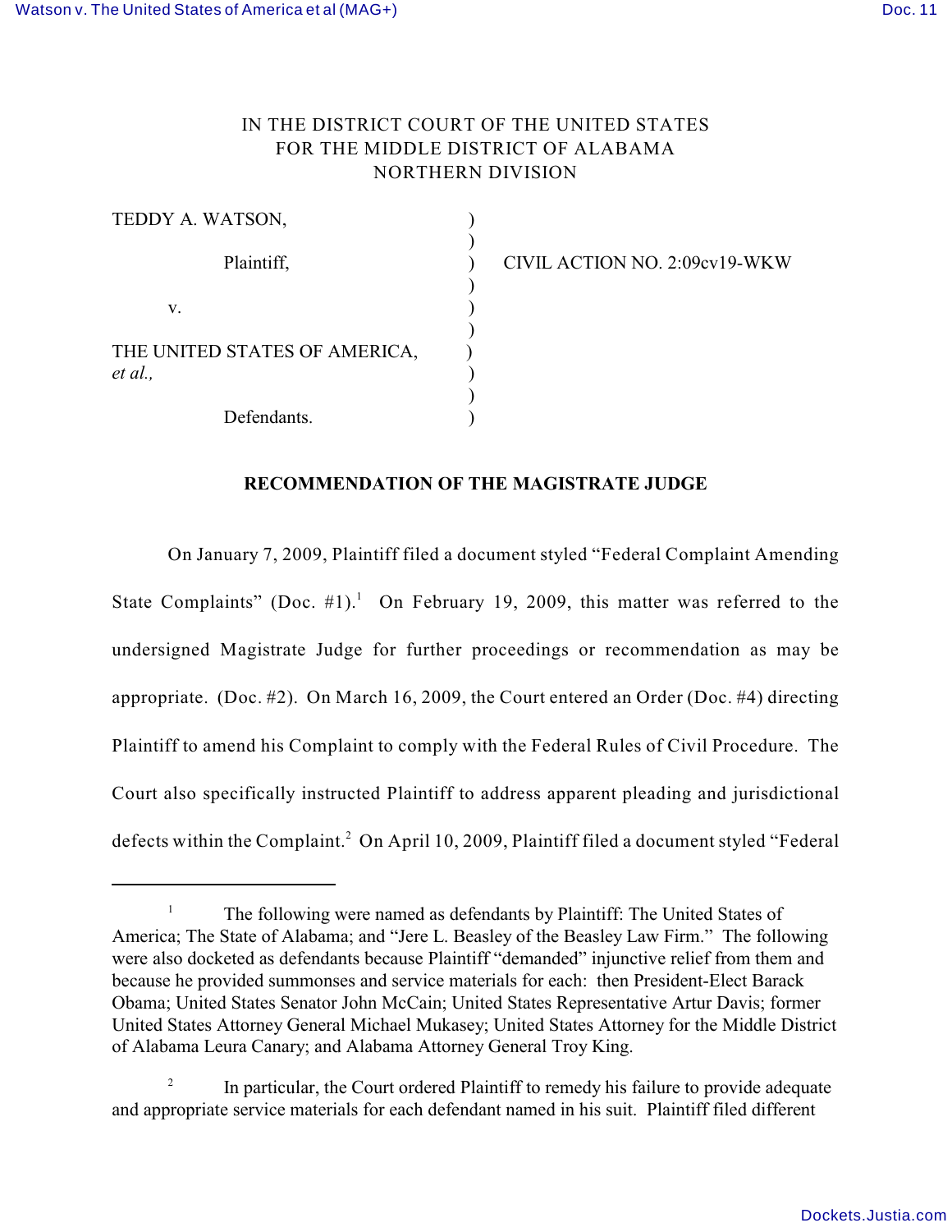IN THE DISTRICT COURT OF THE UNITED STATES
FOR THE MIDDLE DISTRICT OF ALABAMA
NORTHERN DIVISION

TEDDY A. WATSON,

Plaintiff,

v.

THE UNITED STATES OF AMERICA, *et al.,*

Defendants.

CIVIL ACTION NO. 2:09cv19-WKW

**RECOMMENDATION OF THE MAGISTRATE JUDGE**

On January 7, 2009, Plaintiff filed a document styled "Federal Complaint Amending State Complaints" (Doc. #1).[1] On February 19, 2009, this matter was referred to the undersigned Magistrate Judge for further proceedings or recommendation as may be appropriate. (Doc. #2). On March 16, 2009, the Court entered an Order (Doc. #4) directing Plaintiff to amend his Complaint to comply with the Federal Rules of Civil Procedure. The Court also specifically instructed Plaintiff to address apparent pleading and jurisdictional defects within the Complaint.[2] On April 10, 2009, Plaintiff filed a document styled "Federal

---

[1] The following were named as defendants by Plaintiff: The United States of America; The State of Alabama; and "Jere L. Beasley of the Beasley Law Firm." The following were also docketed as defendants because Plaintiff "demanded" injunctive relief from them and because he provided summonses and service materials for each: then President-Elect Barack Obama; United States Senator John McCain; United States Representative Artur Davis; former United States Attorney General Michael Mukasey; United States Attorney for the Middle District of Alabama Leura Canary; and Alabama Attorney General Troy King.

[2] In particular, the Court ordered Plaintiff to remedy his failure to provide adequate and appropriate service materials for each defendant named in his suit. Plaintiff filed different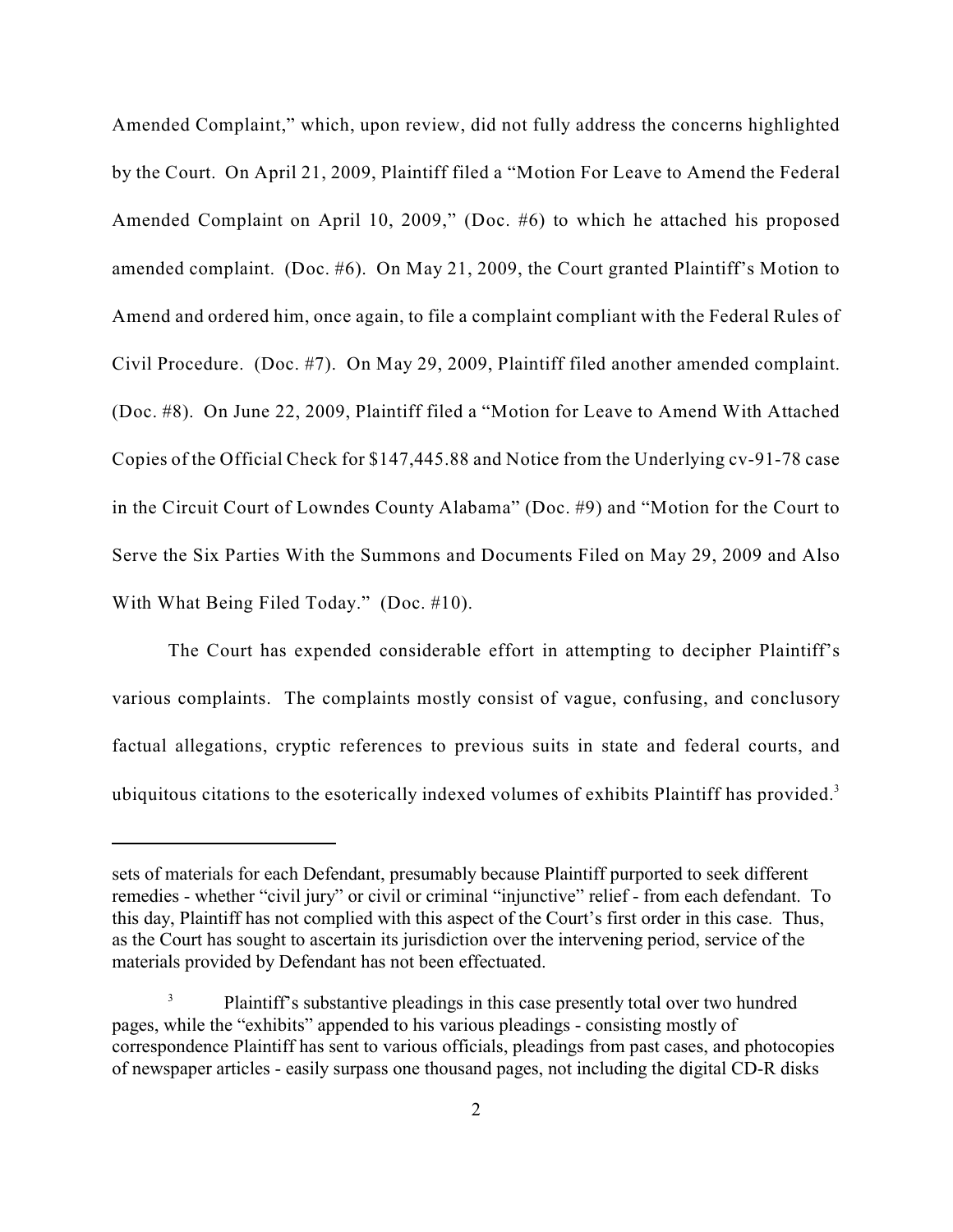Amended Complaint," which, upon review, did not fully address the concerns highlighted by the Court. On April 21, 2009, Plaintiff filed a "Motion For Leave to Amend the Federal Amended Complaint on April 10, 2009," (Doc. #6) to which he attached his proposed amended complaint. (Doc. #6). On May 21, 2009, the Court granted Plaintiff's Motion to Amend and ordered him, once again, to file a complaint compliant with the Federal Rules of Civil Procedure. (Doc. #7). On May 29, 2009, Plaintiff filed another amended complaint. (Doc. #8). On June 22, 2009, Plaintiff filed a "Motion for Leave to Amend With Attached Copies of the Official Check for $147,445.88 and Notice from the Underlying cv-91-78 case in the Circuit Court of Lowndes County Alabama" (Doc. #9) and "Motion for the Court to Serve the Six Parties With the Summons and Documents Filed on May 29, 2009 and Also With What Being Filed Today." (Doc. #10).

The Court has expended considerable effort in attempting to decipher Plaintiff's various complaints. The complaints mostly consist of vague, confusing, and conclusory factual allegations, cryptic references to previous suits in state and federal courts, and ubiquitous citations to the esoterically indexed volumes of exhibits Plaintiff has provided.[3]

---

sets of materials for each Defendant, presumably because Plaintiff purported to seek different remedies - whether "civil jury" or civil or criminal "injunctive" relief - from each defendant. To this day, Plaintiff has not complied with this aspect of the Court's first order in this case. Thus, as the Court has sought to ascertain its jurisdiction over the intervening period, service of the materials provided by Defendant has not been effectuated.

[3] Plaintiff's substantive pleadings in this case presently total over two hundred pages, while the "exhibits" appended to his various pleadings - consisting mostly of correspondence Plaintiff has sent to various officials, pleadings from past cases, and photocopies of newspaper articles - easily surpass one thousand pages, not including the digital CD-R disks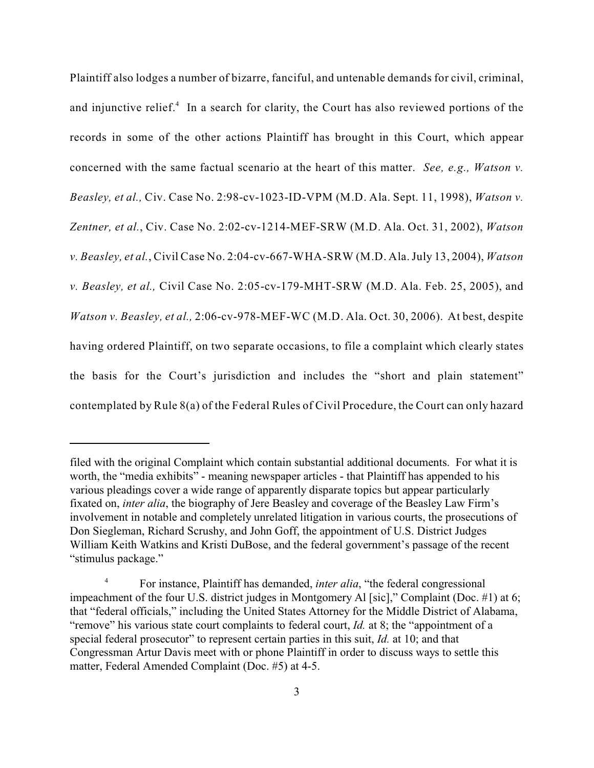Plaintiff also lodges a number of bizarre, fanciful, and untenable demands for civil, criminal, and injunctive relief.[4] In a search for clarity, the Court has also reviewed portions of the records in some of the other actions Plaintiff has brought in this Court, which appear concerned with the same factual scenario at the heart of this matter. *See, e.g., Watson v. Beasley, et al.,* Civ. Case No. 2:98-cv-1023-ID-VPM (M.D. Ala. Sept. 11, 1998), *Watson v. Zentner, et al.*, Civ. Case No. 2:02-cv-1214-MEF-SRW (M.D. Ala. Oct. 31, 2002), *Watson v. Beasley, et al.*, Civil Case No. 2:04-cv-667-WHA-SRW (M.D. Ala. July 13, 2004), *Watson v. Beasley, et al.,* Civil Case No. 2:05-cv-179-MHT-SRW (M.D. Ala. Feb. 25, 2005), and *Watson v. Beasley, et al.,* 2:06-cv-978-MEF-WC (M.D. Ala. Oct. 30, 2006). At best, despite having ordered Plaintiff, on two separate occasions, to file a complaint which clearly states the basis for the Court's jurisdiction and includes the "short and plain statement" contemplated by Rule 8(a) of the Federal Rules of Civil Procedure, the Court can only hazard

---

filed with the original Complaint which contain substantial additional documents. For what it is worth, the "media exhibits" - meaning newspaper articles - that Plaintiff has appended to his various pleadings cover a wide range of apparently disparate topics but appear particularly fixated on, *inter alia*, the biography of Jere Beasley and coverage of the Beasley Law Firm's involvement in notable and completely unrelated litigation in various courts, the prosecutions of Don Siegleman, Richard Scrushy, and John Goff, the appointment of U.S. District Judges William Keith Watkins and Kristi DuBose, and the federal government's passage of the recent "stimulus package."

[4] For instance, Plaintiff has demanded, *inter alia*, "the federal congressional impeachment of the four U.S. district judges in Montgomery Al [sic]," Complaint (Doc. #1) at 6; that "federal officials," including the United States Attorney for the Middle District of Alabama, "remove" his various state court complaints to federal court, *Id.* at 8; the "appointment of a special federal prosecutor" to represent certain parties in this suit, *Id.* at 10; and that Congressman Artur Davis meet with or phone Plaintiff in order to discuss ways to settle this matter, Federal Amended Complaint (Doc. #5) at 4-5.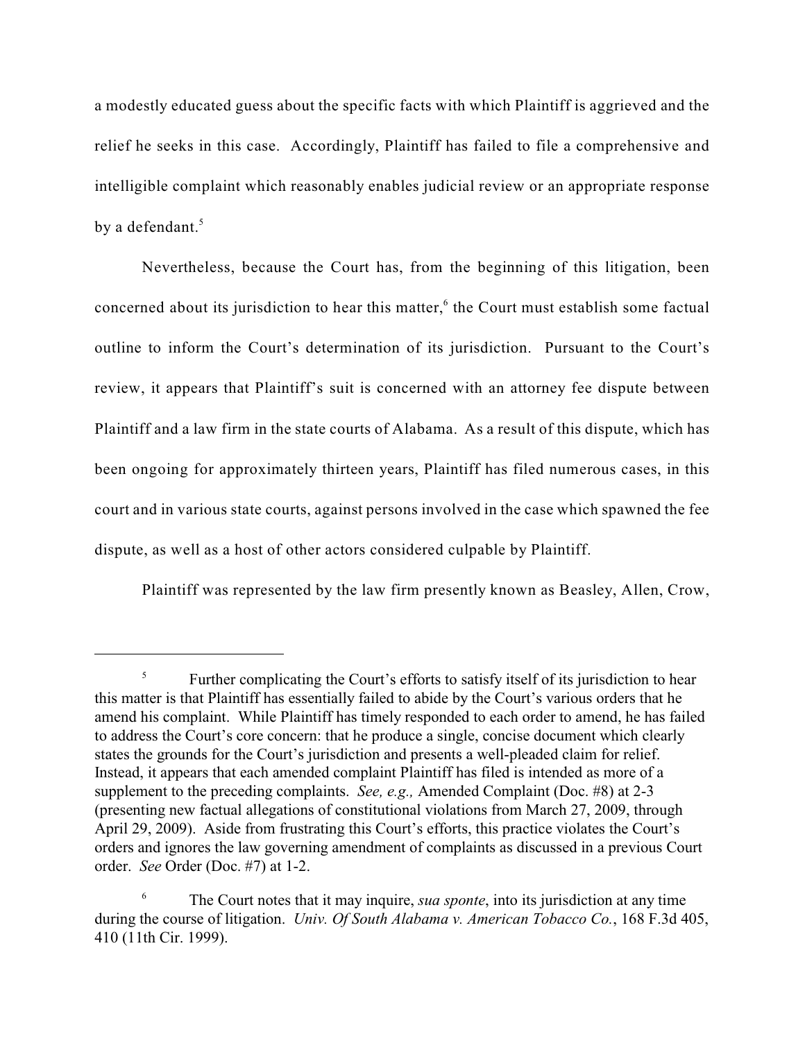a modestly educated guess about the specific facts with which Plaintiff is aggrieved and the relief he seeks in this case. Accordingly, Plaintiff has failed to file a comprehensive and intelligible complaint which reasonably enables judicial review or an appropriate response by a defendant.[5]

Nevertheless, because the Court has, from the beginning of this litigation, been concerned about its jurisdiction to hear this matter,[6] the Court must establish some factual outline to inform the Court's determination of its jurisdiction. Pursuant to the Court's review, it appears that Plaintiff's suit is concerned with an attorney fee dispute between Plaintiff and a law firm in the state courts of Alabama. As a result of this dispute, which has been ongoing for approximately thirteen years, Plaintiff has filed numerous cases, in this court and in various state courts, against persons involved in the case which spawned the fee dispute, as well as a host of other actors considered culpable by Plaintiff.

Plaintiff was represented by the law firm presently known as Beasley, Allen, Crow,

---

[5] Further complicating the Court's efforts to satisfy itself of its jurisdiction to hear this matter is that Plaintiff has essentially failed to abide by the Court's various orders that he amend his complaint. While Plaintiff has timely responded to each order to amend, he has failed to address the Court's core concern: that he produce a single, concise document which clearly states the grounds for the Court's jurisdiction and presents a well-pleaded claim for relief. Instead, it appears that each amended complaint Plaintiff has filed is intended as more of a supplement to the preceding complaints. *See, e.g.,* Amended Complaint (Doc. #8) at 2-3 (presenting new factual allegations of constitutional violations from March 27, 2009, through April 29, 2009). Aside from frustrating this Court's efforts, this practice violates the Court's orders and ignores the law governing amendment of complaints as discussed in a previous Court order. *See* Order (Doc. #7) at 1-2.

[6] The Court notes that it may inquire, *sua sponte*, into its jurisdiction at any time during the course of litigation. *Univ. Of South Alabama v. American Tobacco Co.*, 168 F.3d 405, 410 (11th Cir. 1999).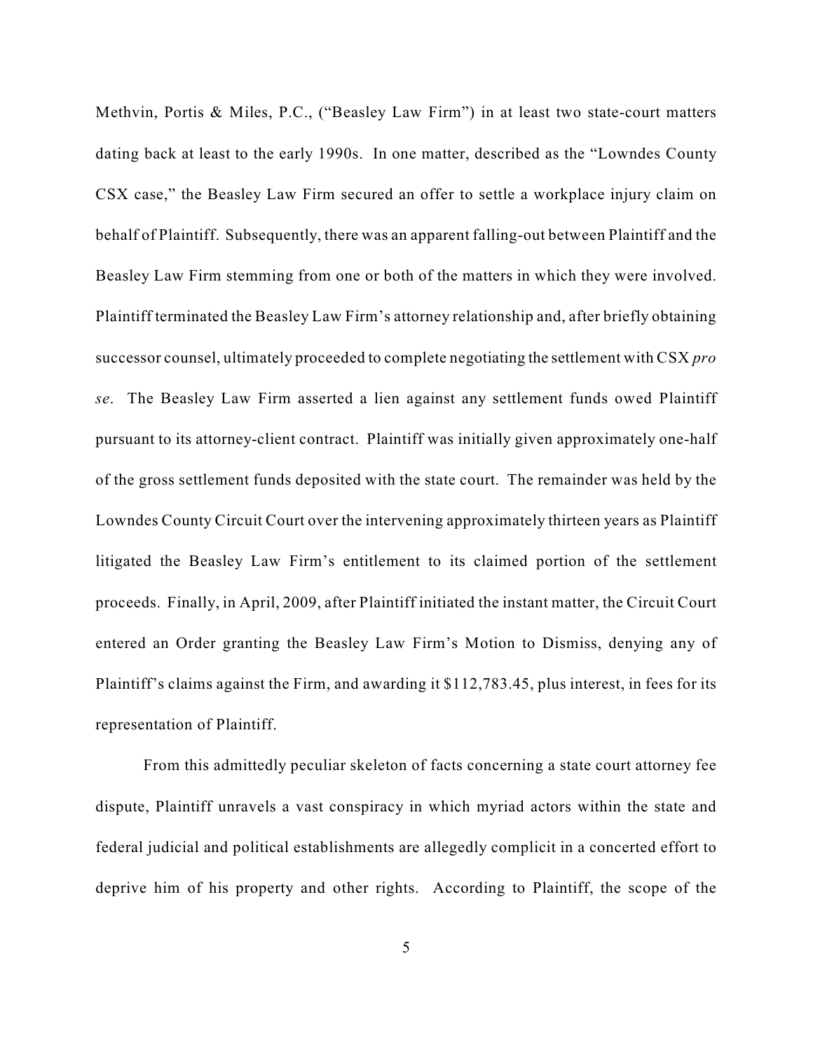Methvin, Portis & Miles, P.C., ("Beasley Law Firm") in at least two state-court matters dating back at least to the early 1990s. In one matter, described as the "Lowndes County CSX case," the Beasley Law Firm secured an offer to settle a workplace injury claim on behalf of Plaintiff. Subsequently, there was an apparent falling-out between Plaintiff and the Beasley Law Firm stemming from one or both of the matters in which they were involved. Plaintiff terminated the Beasley Law Firm's attorney relationship and, after briefly obtaining successor counsel, ultimately proceeded to complete negotiating the settlement with CSX *pro se*. The Beasley Law Firm asserted a lien against any settlement funds owed Plaintiff pursuant to its attorney-client contract. Plaintiff was initially given approximately one-half of the gross settlement funds deposited with the state court. The remainder was held by the Lowndes County Circuit Court over the intervening approximately thirteen years as Plaintiff litigated the Beasley Law Firm's entitlement to its claimed portion of the settlement proceeds. Finally, in April, 2009, after Plaintiff initiated the instant matter, the Circuit Court entered an Order granting the Beasley Law Firm's Motion to Dismiss, denying any of Plaintiff's claims against the Firm, and awarding it $112,783.45, plus interest, in fees for its representation of Plaintiff.

From this admittedly peculiar skeleton of facts concerning a state court attorney fee dispute, Plaintiff unravels a vast conspiracy in which myriad actors within the state and federal judicial and political establishments are allegedly complicit in a concerted effort to deprive him of his property and other rights. According to Plaintiff, the scope of the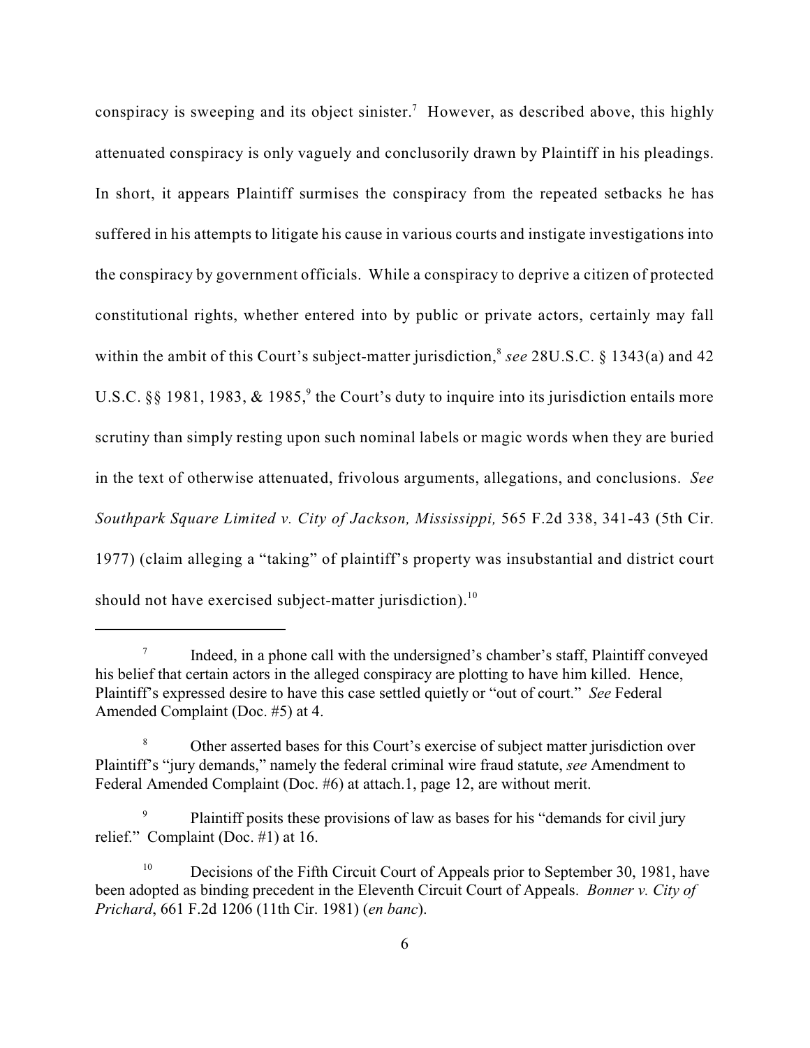conspiracy is sweeping and its object sinister.[7] However, as described above, this highly attenuated conspiracy is only vaguely and conclusorily drawn by Plaintiff in his pleadings. In short, it appears Plaintiff surmises the conspiracy from the repeated setbacks he has suffered in his attempts to litigate his cause in various courts and instigate investigations into the conspiracy by government officials. While a conspiracy to deprive a citizen of protected constitutional rights, whether entered into by public or private actors, certainly may fall within the ambit of this Court's subject-matter jurisdiction,[8] *see* 28U.S.C. § 1343(a) and 42 U.S.C. §§ 1981, 1983, & 1985,[9] the Court's duty to inquire into its jurisdiction entails more scrutiny than simply resting upon such nominal labels or magic words when they are buried in the text of otherwise attenuated, frivolous arguments, allegations, and conclusions. *See Southpark Square Limited v. City of Jackson, Mississippi,* 565 F.2d 338, 341-43 (5th Cir. 1977) (claim alleging a "taking" of plaintiff's property was insubstantial and district court should not have exercised subject-matter jurisdiction).[10]

---

[7] Indeed, in a phone call with the undersigned's chamber's staff, Plaintiff conveyed his belief that certain actors in the alleged conspiracy are plotting to have him killed. Hence, Plaintiff's expressed desire to have this case settled quietly or "out of court." *See* Federal Amended Complaint (Doc. #5) at 4.

[8] Other asserted bases for this Court's exercise of subject matter jurisdiction over Plaintiff's "jury demands," namely the federal criminal wire fraud statute, *see* Amendment to Federal Amended Complaint (Doc. #6) at attach.1, page 12, are without merit.

[9] Plaintiff posits these provisions of law as bases for his "demands for civil jury relief." Complaint (Doc. #1) at 16.

[10] Decisions of the Fifth Circuit Court of Appeals prior to September 30, 1981, have been adopted as binding precedent in the Eleventh Circuit Court of Appeals. *Bonner v. City of Prichard*, 661 F.2d 1206 (11th Cir. 1981) (*en banc*).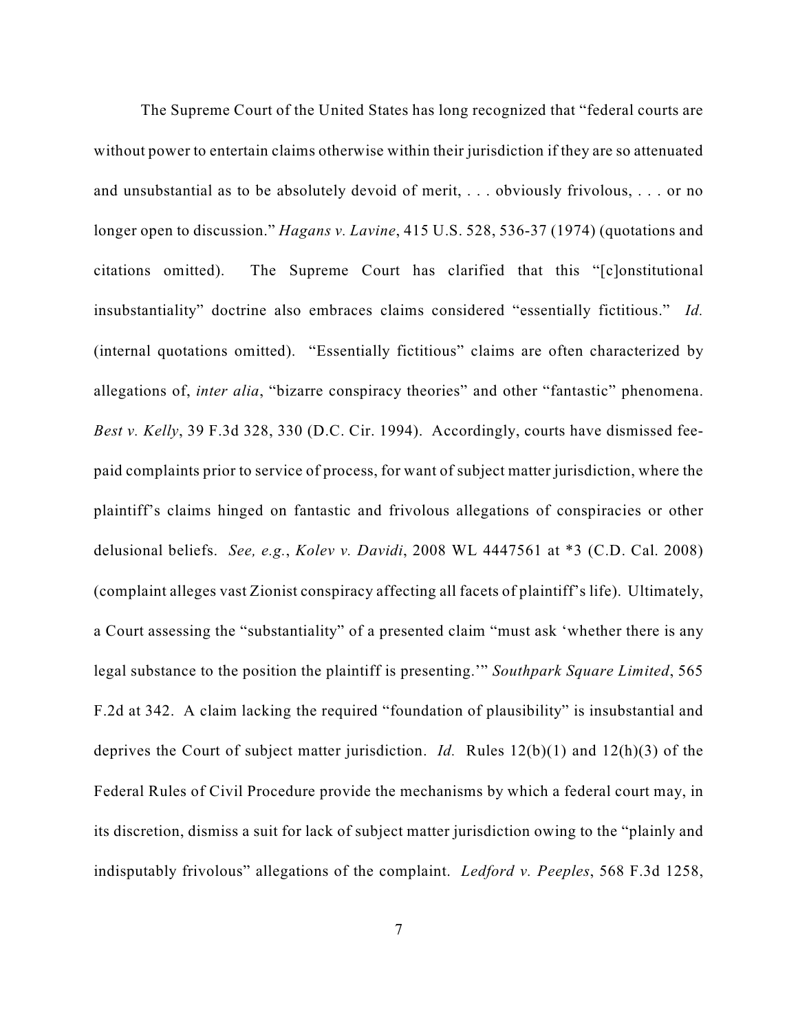The Supreme Court of the United States has long recognized that "federal courts are without power to entertain claims otherwise within their jurisdiction if they are so attenuated and unsubstantial as to be absolutely devoid of merit, . . . obviously frivolous, . . . or no longer open to discussion." *Hagans v. Lavine*, 415 U.S. 528, 536-37 (1974) (quotations and citations omitted). The Supreme Court has clarified that this "[c]onstitutional insubstantiality" doctrine also embraces claims considered "essentially fictitious." *Id.* (internal quotations omitted). "Essentially fictitious" claims are often characterized by allegations of, *inter alia*, "bizarre conspiracy theories" and other "fantastic" phenomena. *Best v. Kelly*, 39 F.3d 328, 330 (D.C. Cir. 1994). Accordingly, courts have dismissed fee-paid complaints prior to service of process, for want of subject matter jurisdiction, where the plaintiff's claims hinged on fantastic and frivolous allegations of conspiracies or other delusional beliefs. *See, e.g.*, *Kolev v. Davidi*, 2008 WL 4447561 at *3 (C.D. Cal. 2008) (complaint alleges vast Zionist conspiracy affecting all facets of plaintiff's life). Ultimately, a Court assessing the "substantiality" of a presented claim "must ask 'whether there is any legal substance to the position the plaintiff is presenting.'" *Southpark Square Limited*, 565 F.2d at 342. A claim lacking the required "foundation of plausibility" is insubstantial and deprives the Court of subject matter jurisdiction. *Id.* Rules 12(b)(1) and 12(h)(3) of the Federal Rules of Civil Procedure provide the mechanisms by which a federal court may, in its discretion, dismiss a suit for lack of subject matter jurisdiction owing to the "plainly and indisputably frivolous" allegations of the complaint. *Ledford v. Peeples*, 568 F.3d 1258,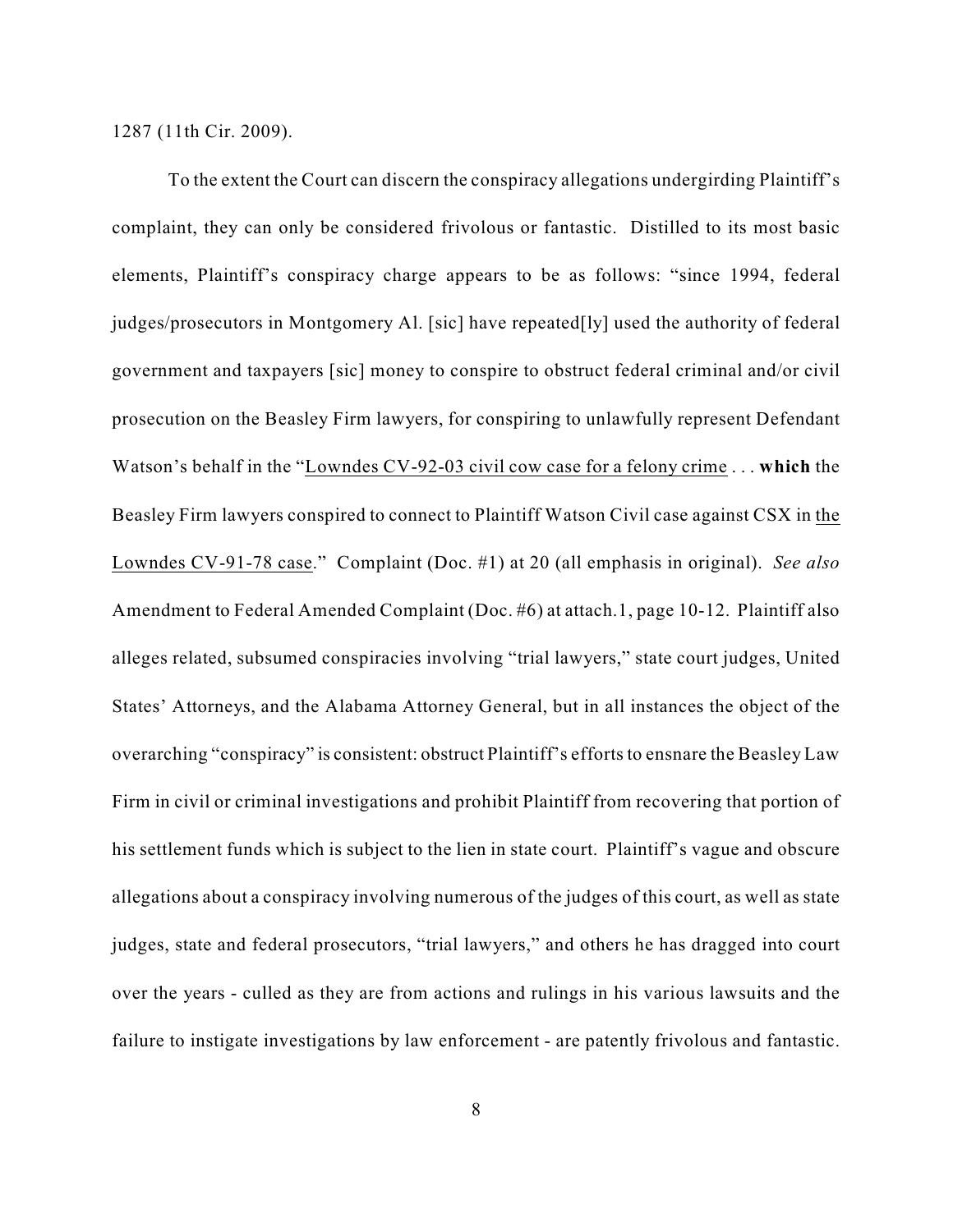1287 (11th Cir. 2009).

To the extent the Court can discern the conspiracy allegations undergirding Plaintiff's complaint, they can only be considered frivolous or fantastic. Distilled to its most basic elements, Plaintiff's conspiracy charge appears to be as follows: "since 1994, federal judges/prosecutors in Montgomery Al. [sic] have repeated[ly] used the authority of federal government and taxpayers [sic] money to conspire to obstruct federal criminal and/or civil prosecution on the Beasley Firm lawyers, for conspiring to unlawfully represent Defendant Watson's behalf in the "<u>Lowndes CV-92-03 civil cow case for a felony crime</u> . . . **which** the Beasley Firm lawyers conspired to connect to Plaintiff Watson Civil case against CSX in <u>the Lowndes CV-91-78 case</u>." Complaint (Doc. #1) at 20 (all emphasis in original). *See also* Amendment to Federal Amended Complaint (Doc. #6) at attach.1, page 10-12. Plaintiff also alleges related, subsumed conspiracies involving "trial lawyers," state court judges, United States' Attorneys, and the Alabama Attorney General, but in all instances the object of the overarching "conspiracy" is consistent: obstruct Plaintiff's efforts to ensnare the Beasley Law Firm in civil or criminal investigations and prohibit Plaintiff from recovering that portion of his settlement funds which is subject to the lien in state court. Plaintiff's vague and obscure allegations about a conspiracy involving numerous of the judges of this court, as well as state judges, state and federal prosecutors, "trial lawyers," and others he has dragged into court over the years - culled as they are from actions and rulings in his various lawsuits and the failure to instigate investigations by law enforcement - are patently frivolous and fantastic.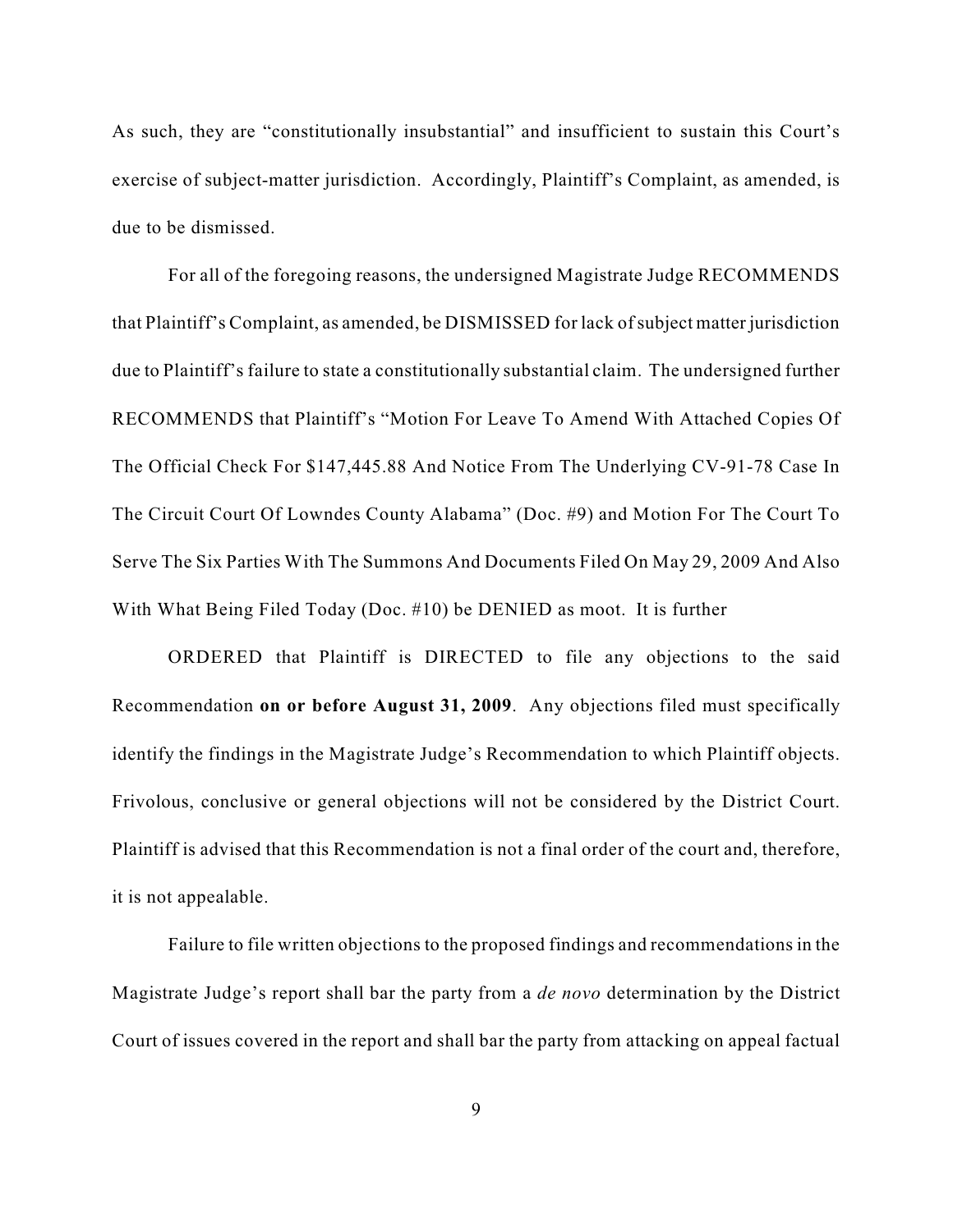As such, they are "constitutionally insubstantial" and insufficient to sustain this Court's exercise of subject-matter jurisdiction. Accordingly, Plaintiff's Complaint, as amended, is due to be dismissed.

For all of the foregoing reasons, the undersigned Magistrate Judge RECOMMENDS that Plaintiff's Complaint, as amended, be DISMISSED for lack of subject matter jurisdiction due to Plaintiff's failure to state a constitutionally substantial claim. The undersigned further RECOMMENDS that Plaintiff's "Motion For Leave To Amend With Attached Copies Of The Official Check For $147,445.88 And Notice From The Underlying CV-91-78 Case In The Circuit Court Of Lowndes County Alabama" (Doc. #9) and Motion For The Court To Serve The Six Parties With The Summons And Documents Filed On May 29, 2009 And Also With What Being Filed Today (Doc. #10) be DENIED as moot. It is further

ORDERED that Plaintiff is DIRECTED to file any objections to the said Recommendation **on or before August 31, 2009**. Any objections filed must specifically identify the findings in the Magistrate Judge's Recommendation to which Plaintiff objects. Frivolous, conclusive or general objections will not be considered by the District Court. Plaintiff is advised that this Recommendation is not a final order of the court and, therefore, it is not appealable.

Failure to file written objections to the proposed findings and recommendations in the Magistrate Judge's report shall bar the party from a *de novo* determination by the District Court of issues covered in the report and shall bar the party from attacking on appeal factual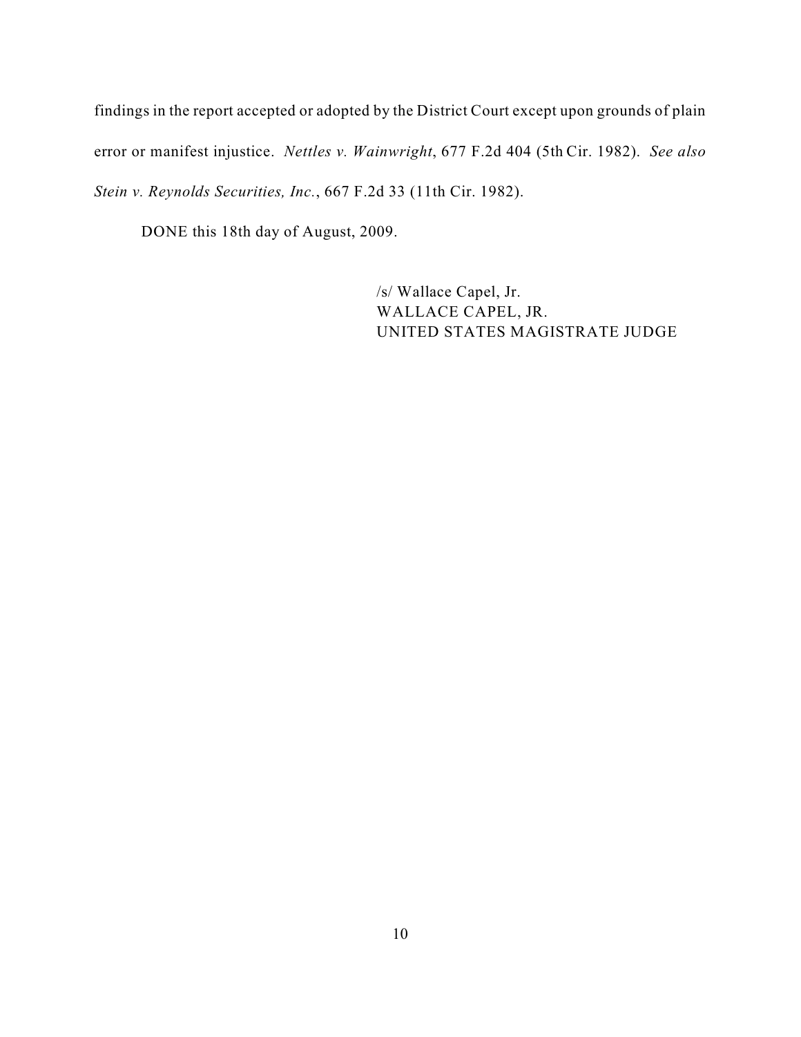findings in the report accepted or adopted by the District Court except upon grounds of plain error or manifest injustice. *Nettles v. Wainwright*, 677 F.2d 404 (5th Cir. 1982). *See also Stein v. Reynolds Securities, Inc.*, 667 F.2d 33 (11th Cir. 1982).

DONE this 18th day of August, 2009.

/s/ Wallace Capel, Jr.
WALLACE CAPEL, JR.
UNITED STATES MAGISTRATE JUDGE